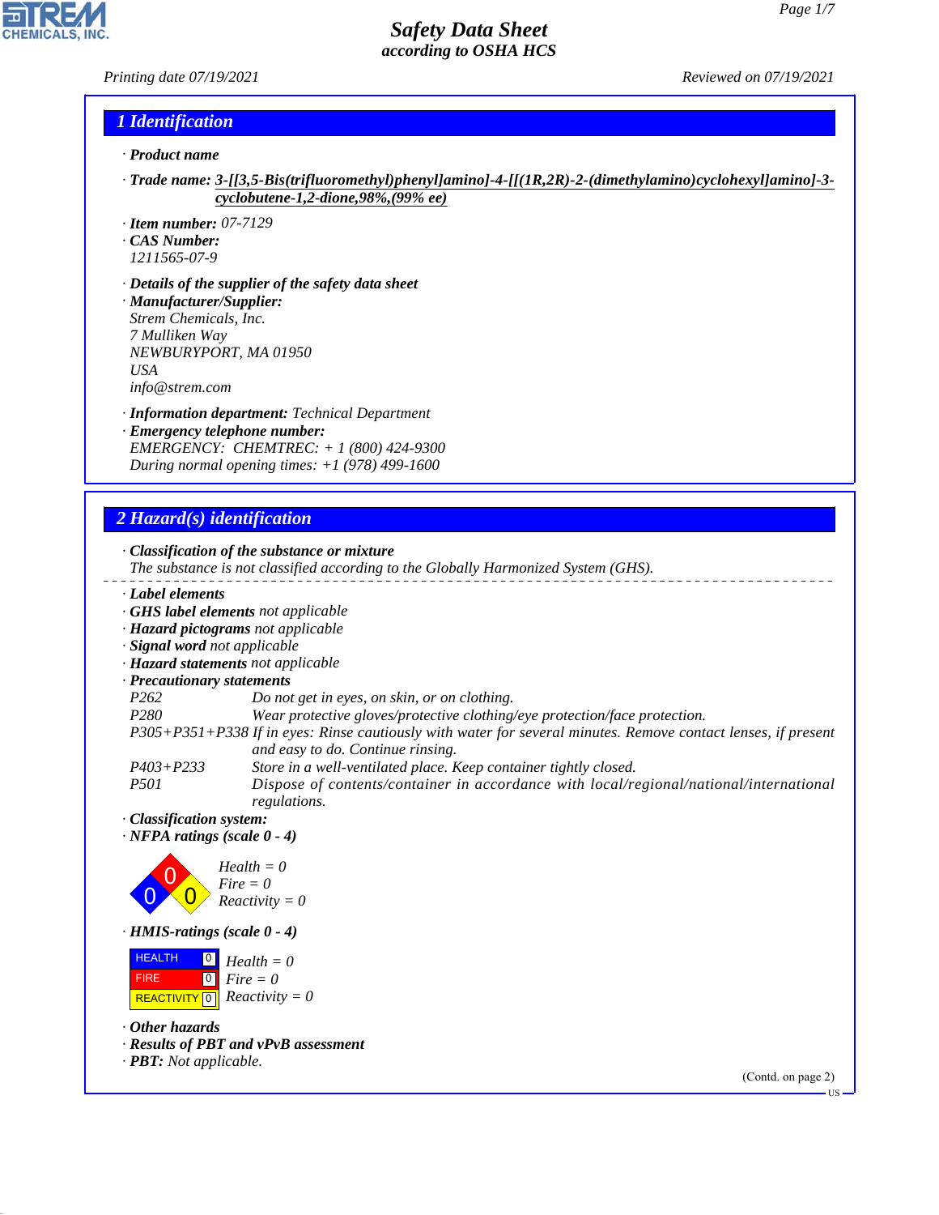# Safety Data Sheet
### according to OSHA HCS

Printing date 07/19/2021 Reviewed on 07/19/2021

## 1 Identification

· **Product name**

· **Trade name:** **3-[[3,5-Bis(trifluoromethyl)phenyl]amino]-4-[[(1R,2R)-2-(dimethylamino)cyclohexyl]amino]-3-cyclobutene-1,2-dione,98%,(99% ee)**

· **Item number:** 07-7129
· **CAS Number:**
1211565-07-9

· **Details of the supplier of the safety data sheet**
· **Manufacturer/Supplier:**
Strem Chemicals, Inc.
7 Mulliken Way
NEWBURYPORT, MA 01950
USA
info@strem.com

· **Information department:** Technical Department
· **Emergency telephone number:**
EMERGENCY: CHEMTREC: + 1 (800) 424-9300
During normal opening times: +1 (978) 499-1600

## 2 Hazard(s) identification

· **Classification of the substance or mixture**
The substance is not classified according to the Globally Harmonized System (GHS).

· **Label elements**
· **GHS label elements** not applicable
· **Hazard pictograms** not applicable
· **Signal word** not applicable
· **Hazard statements** not applicable
· **Precautionary statements**

| | |
|---|---|
| P262 | Do not get in eyes, on skin, or on clothing. |
| P280 | Wear protective gloves/protective clothing/eye protection/face protection. |
| P305+P351+P338 | If in eyes: Rinse cautiously with water for several minutes. Remove contact lenses, if present and easy to do. Continue rinsing. |
| P403+P233 | Store in a well-ventilated place. Keep container tightly closed. |
| P501 | Dispose of contents/container in accordance with local/regional/national/international regulations. |

· **Classification system:**
· **NFPA ratings (scale 0 - 4)**

Health = 0
Fire = 0
Reactivity = 0

· **HMIS-ratings (scale 0 - 4)**

| | | |
|---|---|---|
| HEALTH | 0 | Health = 0 |
| FIRE | 0 | Fire = 0 |
| REACTIVITY | 0 | Reactivity = 0 |

· **Other hazards**
· **Results of PBT and vPvB assessment**
· **PBT:** Not applicable.

(Contd. on page 2)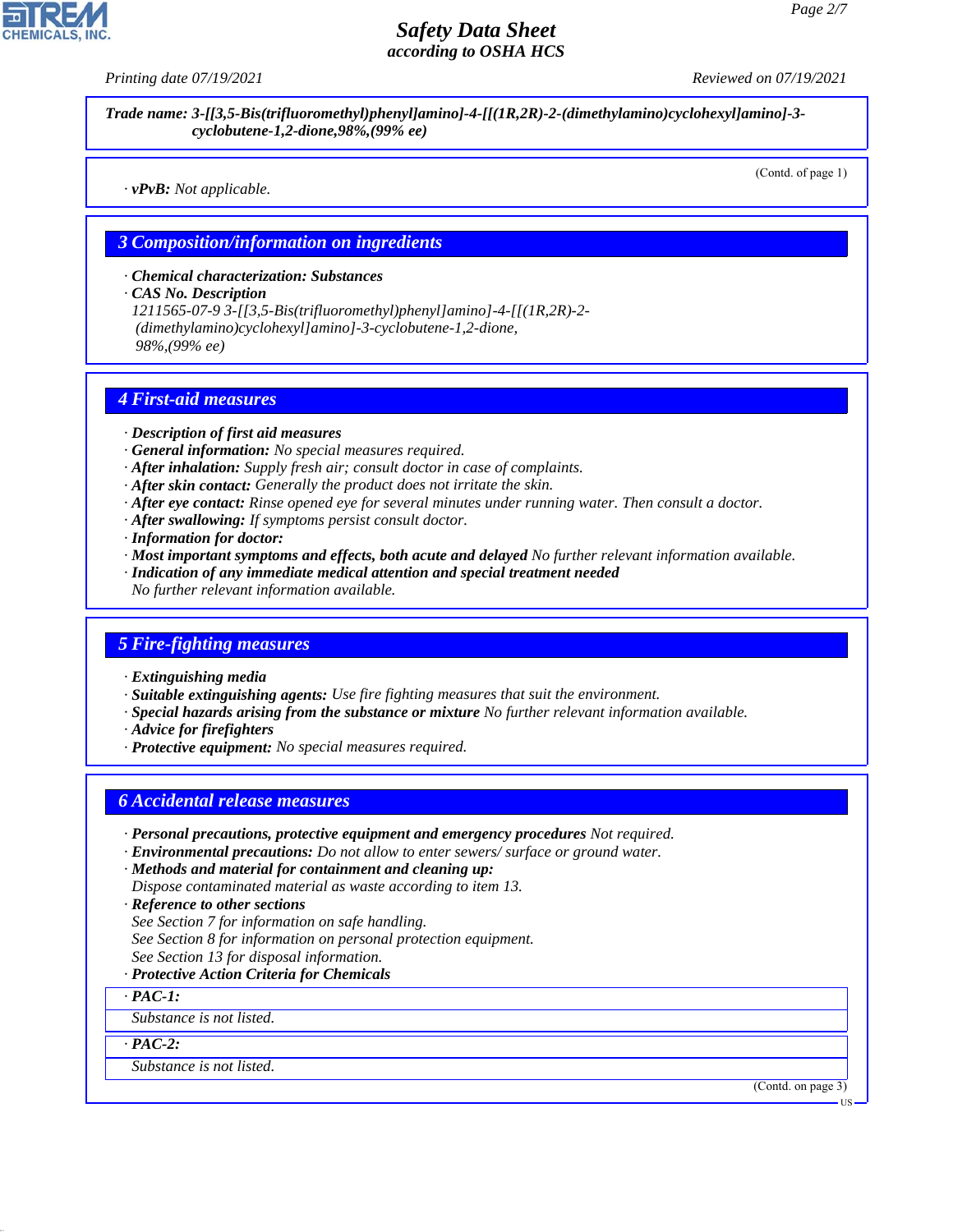**Trade name: 3-[[3,5-Bis(trifluoromethyl)phenyl]amino]-4-[[(1R,2R)-2-(dimethylamino)cyclohexyl]amino]-3-cyclobutene-1,2-dione,98%,(99% ee)**

(Contd. of page 1)

· **vPvB:** Not applicable.

## 3 Composition/information on ingredients

· **Chemical characterization: Substances**
· **CAS No. Description**
1211565-07-9 3-[[3,5-Bis(trifluoromethyl)phenyl]amino]-4-[[(1R,2R)-2-(dimethylamino)cyclohexyl]amino]-3-cyclobutene-1,2-dione, 98%,(99% ee)

## 4 First-aid measures

· **Description of first aid measures**
· **General information:** No special measures required.
· **After inhalation:** Supply fresh air; consult doctor in case of complaints.
· **After skin contact:** Generally the product does not irritate the skin.
· **After eye contact:** Rinse opened eye for several minutes under running water. Then consult a doctor.
· **After swallowing:** If symptoms persist consult doctor.
· **Information for doctor:**
· **Most important symptoms and effects, both acute and delayed** No further relevant information available.
· **Indication of any immediate medical attention and special treatment needed**
No further relevant information available.

## 5 Fire-fighting measures

· **Extinguishing media**
· **Suitable extinguishing agents:** Use fire fighting measures that suit the environment.
· **Special hazards arising from the substance or mixture** No further relevant information available.
· **Advice for firefighters**
· **Protective equipment:** No special measures required.

## 6 Accidental release measures

· **Personal precautions, protective equipment and emergency procedures** Not required.
· **Environmental precautions:** Do not allow to enter sewers/ surface or ground water.
· **Methods and material for containment and cleaning up:**
Dispose contaminated material as waste according to item 13.
· **Reference to other sections**
See Section 7 for information on safe handling.
See Section 8 for information on personal protection equipment.
See Section 13 for disposal information.
· **Protective Action Criteria for Chemicals**

· **PAC-1:**
Substance is not listed.

· **PAC-2:**
Substance is not listed.

(Contd. on page 3)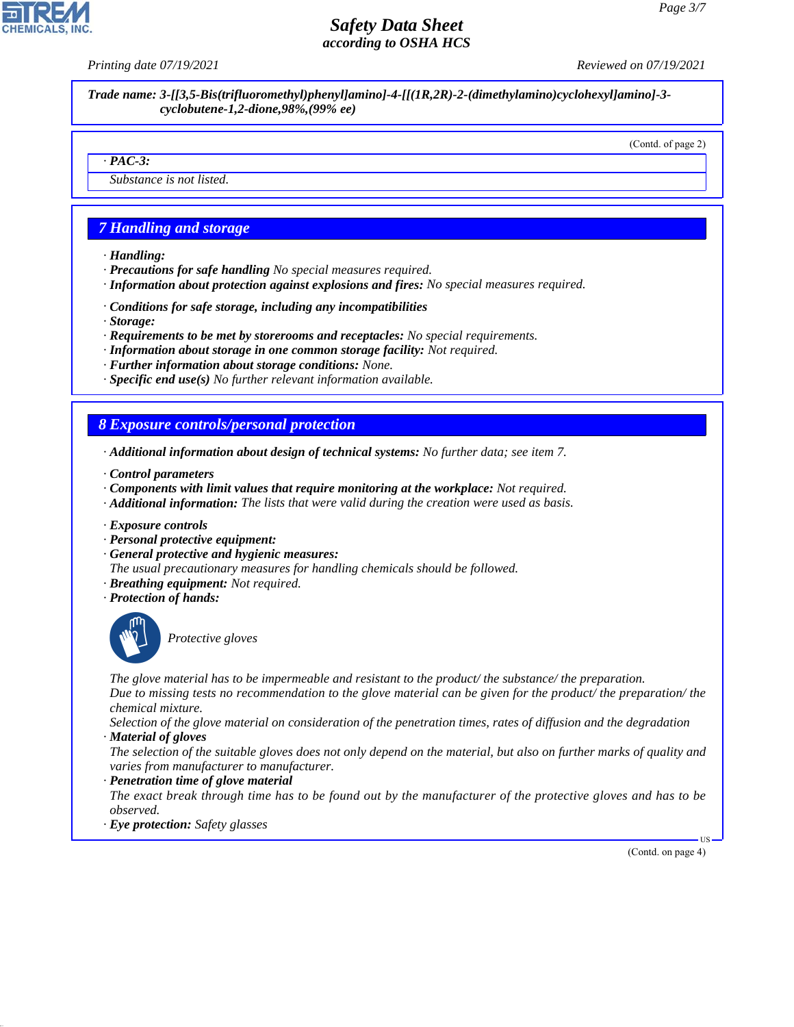**Trade name: 3-[[3,5-Bis(trifluoromethyl)phenyl]amino]-4-[[(1R,2R)-2-(dimethylamino)cyclohexyl]amino]-3-cyclobutene-1,2-dione,98%,(99% ee)**

(Contd. of page 2)

· **PAC-3:**

Substance is not listed.

## 7 Handling and storage

· **Handling:**
· **Precautions for safe handling** No special measures required.
· **Information about protection against explosions and fires:** No special measures required.

· **Conditions for safe storage, including any incompatibilities**
· **Storage:**
· **Requirements to be met by storerooms and receptacles:** No special requirements.
· **Information about storage in one common storage facility:** Not required.
· **Further information about storage conditions:** None.
· **Specific end use(s)** No further relevant information available.

## 8 Exposure controls/personal protection

· **Additional information about design of technical systems:** No further data; see item 7.

· **Control parameters**
· **Components with limit values that require monitoring at the workplace:** Not required.
· **Additional information:** The lists that were valid during the creation were used as basis.

· **Exposure controls**
· **Personal protective equipment:**
· **General protective and hygienic measures:**
The usual precautionary measures for handling chemicals should be followed.
· **Breathing equipment:** Not required.
· **Protection of hands:**

Protective gloves

The glove material has to be impermeable and resistant to the product/ the substance/ the preparation.
Due to missing tests no recommendation to the glove material can be given for the product/ the preparation/ the chemical mixture.
Selection of the glove material on consideration of the penetration times, rates of diffusion and the degradation
· **Material of gloves**
The selection of the suitable gloves does not only depend on the material, but also on further marks of quality and varies from manufacturer to manufacturer.
· **Penetration time of glove material**
The exact break through time has to be found out by the manufacturer of the protective gloves and has to be observed.
· **Eye protection:** Safety glasses

(Contd. on page 4)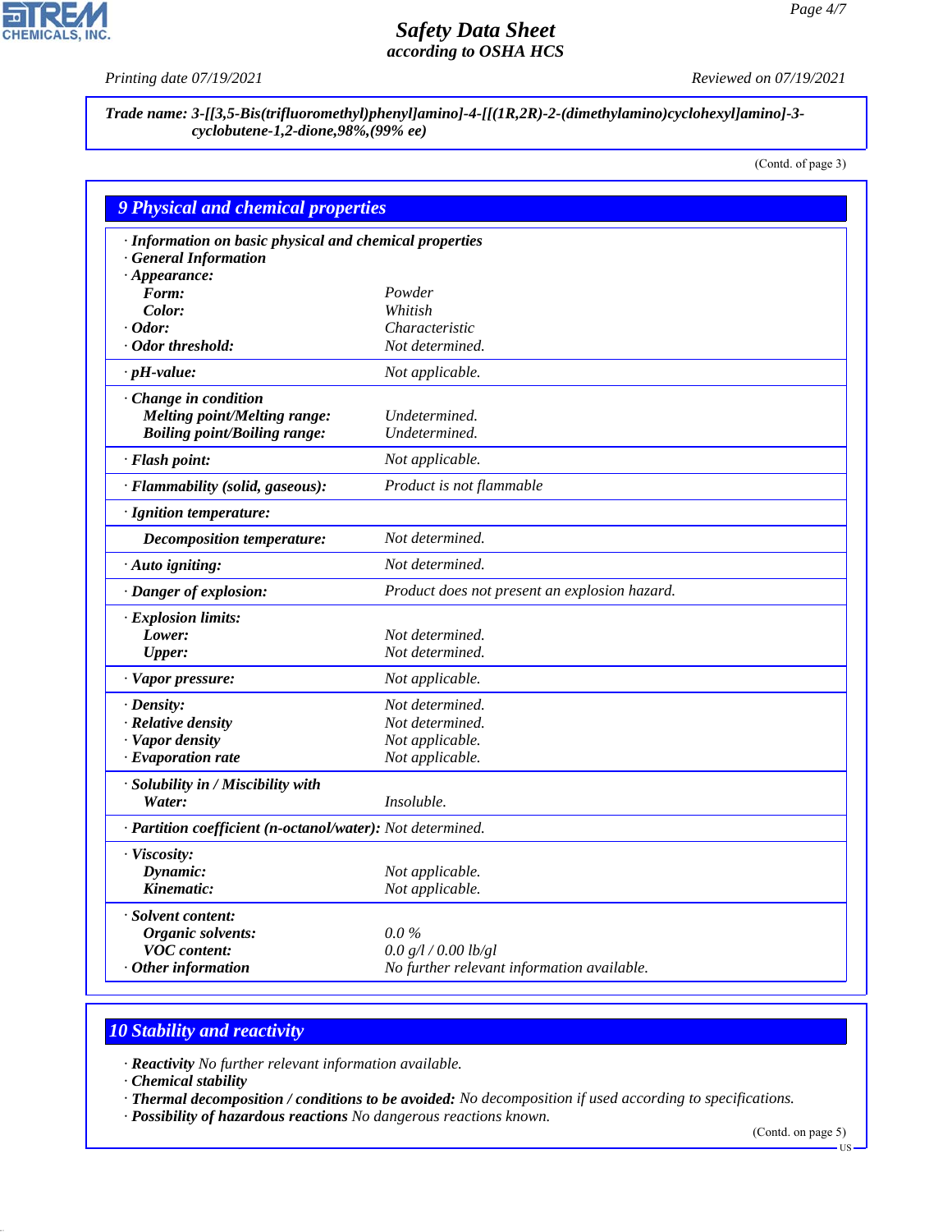**Trade name: 3-[[3,5-Bis(trifluoromethyl)phenyl]amino]-4-[[(1R,2R)-2-(dimethylamino)cyclohexyl]amino]-3-cyclobutene-1,2-dione,98%,(99% ee)**

(Contd. of page 3)

## 9 Physical and chemical properties

| Property | Value |
|---|---|
| **· Information on basic physical and chemical properties** | |
| **· General Information** | |
| **· Appearance:** | |
| **Form:** | Powder |
| **Color:** | Whitish |
| **· Odor:** | Characteristic |
| **· Odor threshold:** | Not determined. |
| **· pH-value:** | Not applicable. |
| **· Change in condition** | |
| **Melting point/Melting range:** | Undetermined. |
| **Boiling point/Boiling range:** | Undetermined. |
| **· Flash point:** | Not applicable. |
| **· Flammability (solid, gaseous):** | Product is not flammable |
| **· Ignition temperature:** | |
| **Decomposition temperature:** | Not determined. |
| **· Auto igniting:** | Not determined. |
| **· Danger of explosion:** | Product does not present an explosion hazard. |
| **· Explosion limits:** | |
| **Lower:** | Not determined. |
| **Upper:** | Not determined. |
| **· Vapor pressure:** | Not applicable. |
| **· Density:** | Not determined. |
| **· Relative density** | Not determined. |
| **· Vapor density** | Not applicable. |
| **· Evaporation rate** | Not applicable. |
| **· Solubility in / Miscibility with** | |
| **Water:** | Insoluble. |
| **· Partition coefficient (n-octanol/water):** | Not determined. |
| **· Viscosity:** | |
| **Dynamic:** | Not applicable. |
| **Kinematic:** | Not applicable. |
| **· Solvent content:** | |
| **Organic solvents:** | 0.0 % |
| **VOC content:** | 0.0 g/l / 0.00 lb/gl |
| **· Other information** | No further relevant information available. |

## 10 Stability and reactivity

- **Reactivity** No further relevant information available.
- **Chemical stability**
- **Thermal decomposition / conditions to be avoided:** No decomposition if used according to specifications.
- **Possibility of hazardous reactions** No dangerous reactions known.

(Contd. on page 5)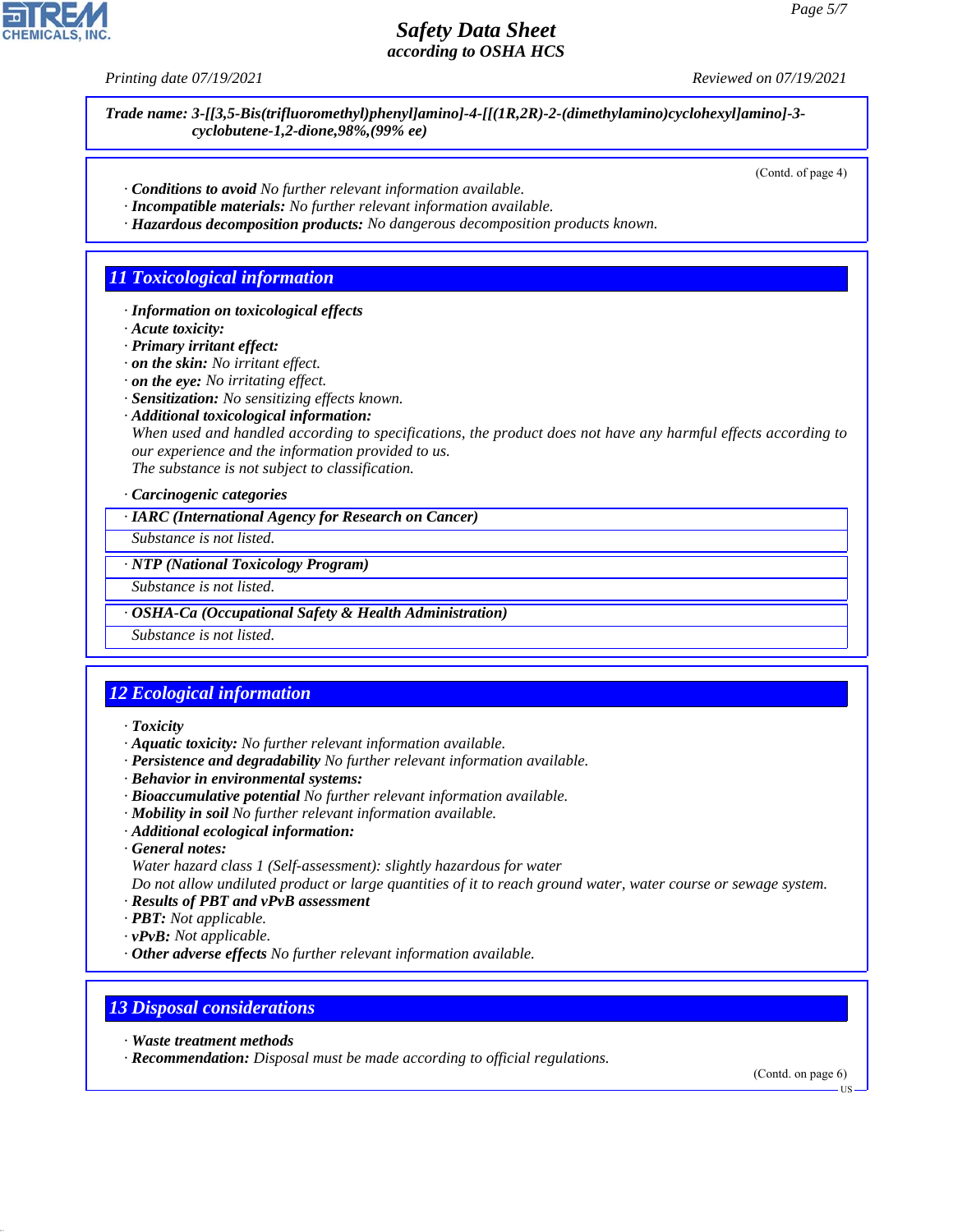*Trade name: 3-[[3,5-Bis(trifluoromethyl)phenyl]amino]-4-[[(1R,2R)-2-(dimethylamino)cyclohexyl]amino]-3-cyclobutene-1,2-dione,98%,(99% ee)*

(Contd. of page 4)

· ***Conditions to avoid*** *No further relevant information available.*
· ***Incompatible materials:*** *No further relevant information available.*
· ***Hazardous decomposition products:*** *No dangerous decomposition products known.*

## 11 Toxicological information

· ***Information on toxicological effects***
· ***Acute toxicity:***
· ***Primary irritant effect:***
· ***on the skin:*** *No irritant effect.*
· ***on the eye:*** *No irritating effect.*
· ***Sensitization:*** *No sensitizing effects known.*
· ***Additional toxicological information:***
*When used and handled according to specifications, the product does not have any harmful effects according to our experience and the information provided to us.*
*The substance is not subject to classification.*

· ***Carcinogenic categories***

· ***IARC (International Agency for Research on Cancer)***
*Substance is not listed.*

· ***NTP (National Toxicology Program)***
*Substance is not listed.*

· ***OSHA-Ca (Occupational Safety & Health Administration)***
*Substance is not listed.*

## 12 Ecological information

· ***Toxicity***
· ***Aquatic toxicity:*** *No further relevant information available.*
· ***Persistence and degradability*** *No further relevant information available.*
· ***Behavior in environmental systems:***
· ***Bioaccumulative potential*** *No further relevant information available.*
· ***Mobility in soil*** *No further relevant information available.*
· ***Additional ecological information:***
· ***General notes:***
*Water hazard class 1 (Self-assessment): slightly hazardous for water*
*Do not allow undiluted product or large quantities of it to reach ground water, water course or sewage system.*
· ***Results of PBT and vPvB assessment***
· ***PBT:*** *Not applicable.*
· ***vPvB:*** *Not applicable.*
· ***Other adverse effects*** *No further relevant information available.*

## 13 Disposal considerations

· ***Waste treatment methods***
· ***Recommendation:*** *Disposal must be made according to official regulations.*

(Contd. on page 6)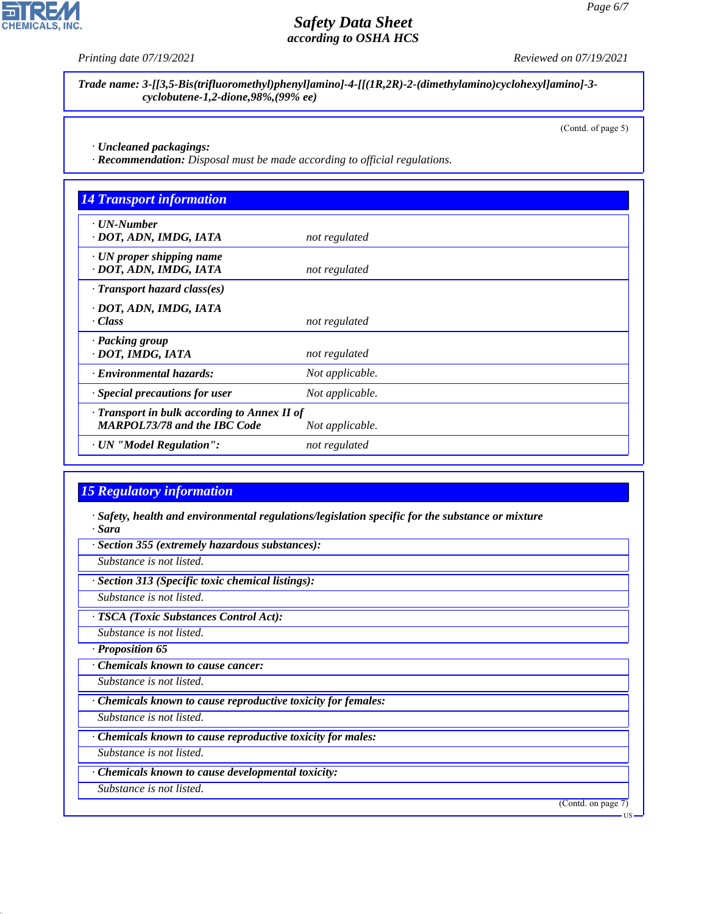Trade name: 3-[[3,5-Bis(trifluoromethyl)phenyl]amino]-4-[[(1R,2R)-2-(dimethylamino)cyclohexyl]amino]-3-cyclobutene-1,2-dione,98%,(99% ee)

(Contd. of page 5)

· **Uncleaned packagings:**
· **Recommendation:** Disposal must be made according to official regulations.

## 14 Transport information

| | |
|---|---|
| · **UN-Number** · **DOT, ADN, IMDG, IATA** | not regulated |
| · **UN proper shipping name** · **DOT, ADN, IMDG, IATA** | not regulated |
| · **Transport hazard class(es)** · **DOT, ADN, IMDG, IATA** · **Class** | not regulated |
| · **Packing group** · **DOT, IMDG, IATA** | not regulated |
| · **Environmental hazards:** | Not applicable. |
| · **Special precautions for user** | Not applicable. |
| · **Transport in bulk according to Annex II of MARPOL73/78 and the IBC Code** | Not applicable. |
| · **UN "Model Regulation":** | not regulated |

## 15 Regulatory information

· **Safety, health and environmental regulations/legislation specific for the substance or mixture**
· **Sara**

· **Section 355 (extremely hazardous substances):**
Substance is not listed.

· **Section 313 (Specific toxic chemical listings):**
Substance is not listed.

· **TSCA (Toxic Substances Control Act):**
Substance is not listed.

· **Proposition 65**

· **Chemicals known to cause cancer:**
Substance is not listed.

· **Chemicals known to cause reproductive toxicity for females:**
Substance is not listed.

· **Chemicals known to cause reproductive toxicity for males:**
Substance is not listed.

· **Chemicals known to cause developmental toxicity:**
Substance is not listed.

(Contd. on page 7)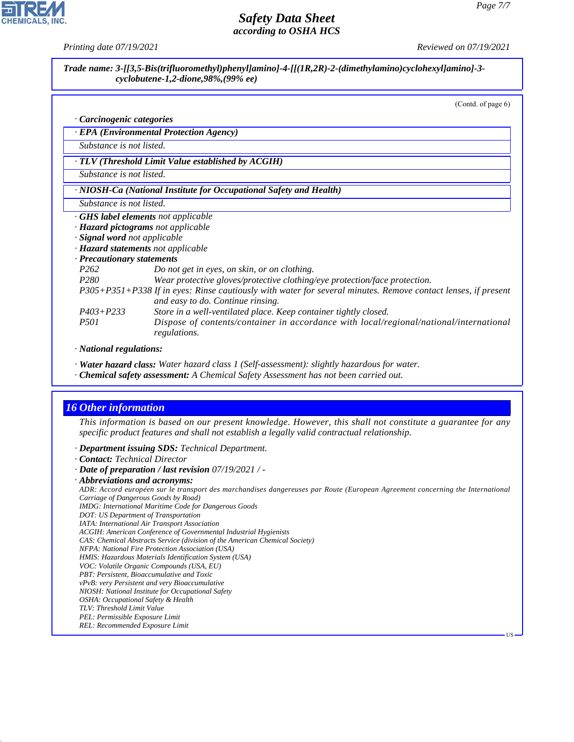**Trade name: 3-[[3,5-Bis(trifluoromethyl)phenyl]amino]-4-[[(1R,2R)-2-(dimethylamino)cyclohexyl]amino]-3-cyclobutene-1,2-dione,98%,(99% ee)**

(Contd. of page 6)

· **Carcinogenic categories**

· **EPA (Environmental Protection Agency)**

Substance is not listed.

· **TLV (Threshold Limit Value established by ACGIH)**

Substance is not listed.

· **NIOSH-Ca (National Institute for Occupational Safety and Health)**

Substance is not listed.

· **GHS label elements** not applicable
· **Hazard pictograms** not applicable
· **Signal word** not applicable
· **Hazard statements** not applicable
· **Precautionary statements**

| | |
|---|---|
| P262 | Do not get in eyes, on skin, or on clothing. |
| P280 | Wear protective gloves/protective clothing/eye protection/face protection. |
| P305+P351+P338 | If in eyes: Rinse cautiously with water for several minutes. Remove contact lenses, if present and easy to do. Continue rinsing. |
| P403+P233 | Store in a well-ventilated place. Keep container tightly closed. |
| P501 | Dispose of contents/container in accordance with local/regional/national/international regulations. |

· **National regulations:**

· **Water hazard class:** Water hazard class 1 (Self-assessment): slightly hazardous for water.
· **Chemical safety assessment:** A Chemical Safety Assessment has not been carried out.

## 16 Other information

This information is based on our present knowledge. However, this shall not constitute a guarantee for any specific product features and shall not establish a legally valid contractual relationship.

· **Department issuing SDS:** Technical Department.
· **Contact:** Technical Director
· **Date of preparation / last revision** 07/19/2021 / -
· **Abbreviations and acronyms:**

ADR: Accord européen sur le transport des marchandises dangereuses par Route (European Agreement concerning the International Carriage of Dangerous Goods by Road)
IMDG: International Maritime Code for Dangerous Goods
DOT: US Department of Transportation
IATA: International Air Transport Association
ACGIH: American Conference of Governmental Industrial Hygienists
CAS: Chemical Abstracts Service (division of the American Chemical Society)
NFPA: National Fire Protection Association (USA)
HMIS: Hazardous Materials Identification System (USA)
VOC: Volatile Organic Compounds (USA, EU)
PBT: Persistent, Bioaccumulative and Toxic
vPvB: very Persistent and very Bioaccumulative
NIOSH: National Institute for Occupational Safety
OSHA: Occupational Safety & Health
TLV: Threshold Limit Value
PEL: Permissible Exposure Limit
REL: Recommended Exposure Limit